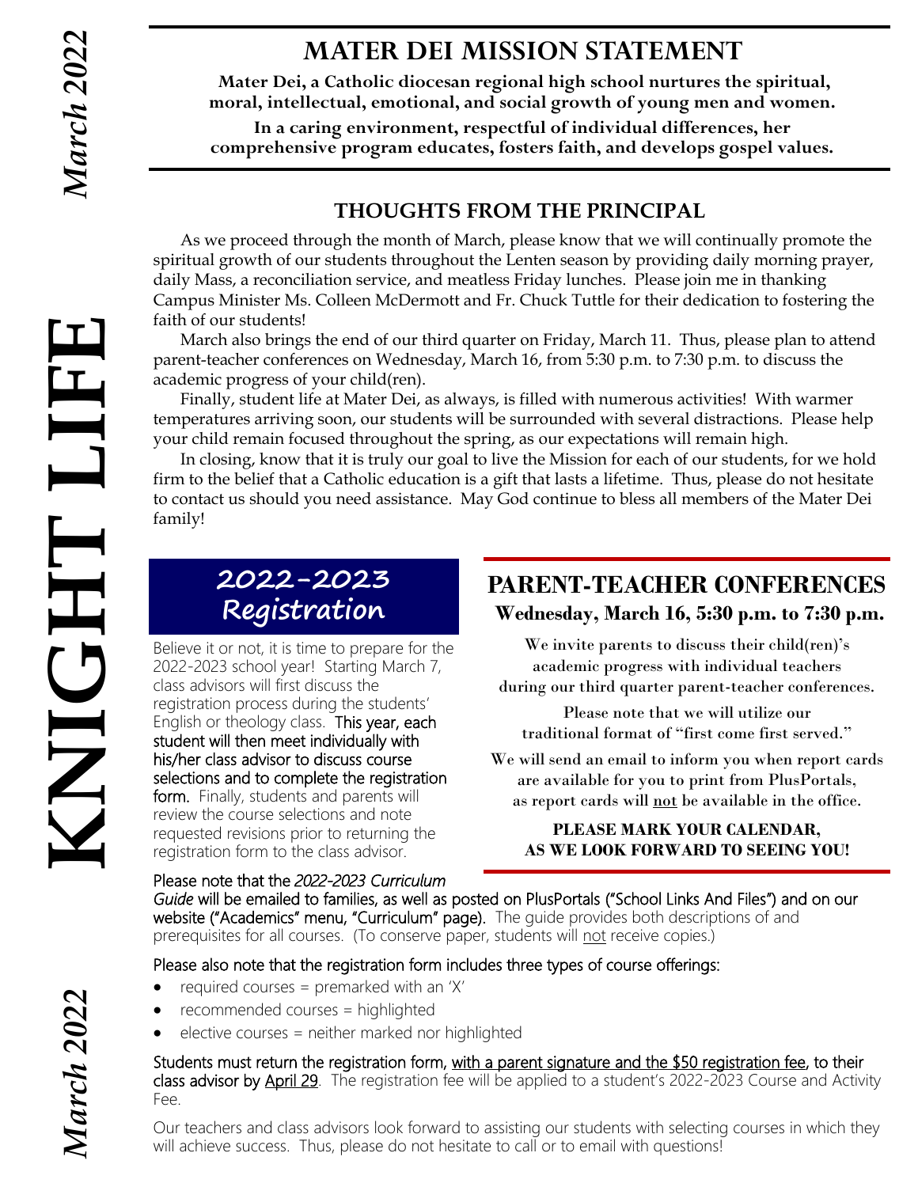# MATER DEI MISSION STATEMENT

**Mater Dei, a Catholic diocesan regional high school nurtures the spiritual, moral, intellectual, emotional, and social growth of young men and women.**

**In a caring environment, respectful of individual differences, her comprehensive program educates, fosters faith, and develops gospel values.**

## THOUGHTS FROM THE PRINCIPAL

As we proceed through the month of March, please know that we will continually promote the spiritual growth of our students throughout the Lenten season by providing daily morning prayer, daily Mass, a reconciliation service, and meatless Friday lunches. Please join me in thanking Campus Minister Ms. Colleen McDermott and Fr. Chuck Tuttle for their dedication to fostering the faith of our students!

March also brings the end of our third quarter on Friday, March 11. Thus, please plan to attend parent-teacher conferences on Wednesday, March 16, from 5:30 p.m. to 7:30 p.m. to discuss the academic progress of your child(ren).

Finally, student life at Mater Dei, as always, is filled with numerous activities! With warmer temperatures arriving soon, our students will be surrounded with several distractions. Please help your child remain focused throughout the spring, as our expectations will remain high.

In closing, know that it is truly our goal to live the Mission for each of our students, for we hold firm to the belief that a Catholic education is a gift that lasts a lifetime. Thus, please do not hesitate to contact us should you need assistance. May God continue to bless all members of the Mater Dei family!

## 2022-2023 Registration

Believe it or not, it is time to prepare for the 2022-2023 school year! Starting March 7, class advisors will first discuss the registration process during the students' English or theology class. This year, each student will then meet individually with his/her class advisor to discuss course selections and to complete the registration form. Finally, students and parents will review the course selections and note requested revisions prior to returning the registration form to the class advisor.

Please note that the *2022-2023 Curriculum Guide* will be emailed to families, as well as posted on PlusPortals ("School Links And Files") and on our website ("Academics" menu, "Curriculum" page). The guide provides both descriptions of and prerequisites for all courses. (To conserve paper, students will not receive copies.)

Please also note that the registration form includes three types of course offerings:

- required courses = premarked with an 'X'
- recommended courses = highlighted
- elective courses = neither marked nor highlighted

Students must return the registration form, with a parent signature and the $50 registration fee, to their class advisor by April 29. The registration fee will be applied to a student's 2022-2023 Course and Activity Fee.

Our teachers and class advisors look forward to assisting our students with selecting courses in which they will achieve success. Thus, please do not hesitate to call or to email with questions!

## PARENT-TEACHER CONFERENCES

**Wednesday, March 16, 5:30 p.m. to 7:30 p.m.**

We invite parents to discuss their child(ren)'s academic progress with individual teachers during our third quarter parent-teacher conferences.

Please note that we will utilize our traditional format of "first come first served."

We will send an email to inform you when report cards are available for you to print from PlusPortals, as report cards will not be available in the office.

**PLEASE MARK YOUR CALENDAR, AS WE LOOK FORWARD TO SEEING YOU!**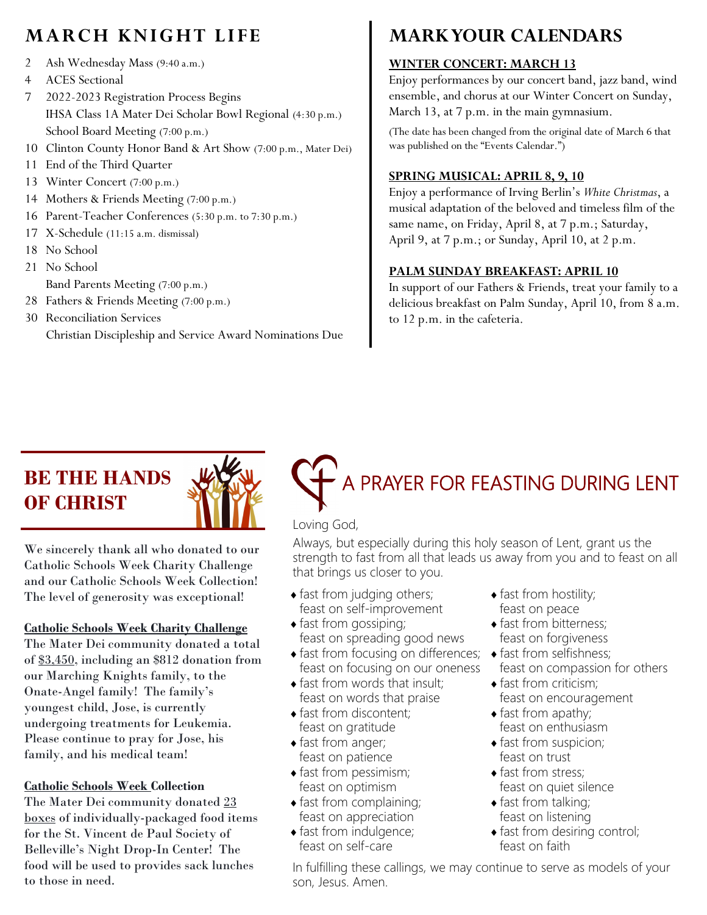## MARCH KNIGHT LIFE

- 2 Ash Wednesday Mass (9:40 a.m.)
- 4 ACES Sectional
- 7 2022-2023 Registration Process Begins
  IHSA Class 1A Mater Dei Scholar Bowl Regional (4:30 p.m.)
  School Board Meeting (7:00 p.m.)
- 10 Clinton County Honor Band & Art Show (7:00 p.m., Mater Dei)
- 11 End of the Third Quarter
- 13 Winter Concert (7:00 p.m.)
- 14 Mothers & Friends Meeting (7:00 p.m.)
- 16 Parent-Teacher Conferences (5:30 p.m. to 7:30 p.m.)
- 17 X-Schedule (11:15 a.m. dismissal)
- 18 No School
- 21 No School
  Band Parents Meeting (7:00 p.m.)
- 28 Fathers & Friends Meeting (7:00 p.m.)
- 30 Reconciliation Services
  Christian Discipleship and Service Award Nominations Due

## MARK YOUR CALENDARS

**WINTER CONCERT: MARCH 13**

Enjoy performances by our concert band, jazz band, wind ensemble, and chorus at our Winter Concert on Sunday, March 13, at 7 p.m. in the main gymnasium.

(The date has been changed from the original date of March 6 that was published on the "Events Calendar.")

**SPRING MUSICAL: APRIL 8, 9, 10**

Enjoy a performance of Irving Berlin's *White Christmas*, a musical adaptation of the beloved and timeless film of the same name, on Friday, April 8, at 7 p.m.; Saturday, April 9, at 7 p.m.; or Sunday, April 10, at 2 p.m.

**PALM SUNDAY BREAKFAST: APRIL 10**

In support of our Fathers & Friends, treat your family to a delicious breakfast on Palm Sunday, April 10, from 8 a.m. to 12 p.m. in the cafeteria.

## BE THE HANDS OF CHRIST

**We sincerely thank all who donated to our Catholic Schools Week Charity Challenge and our Catholic Schools Week Collection! The level of generosity was exceptional!**

**Catholic Schools Week Charity Challenge**

**The Mater Dei community donated a total of $3,450, including an $812 donation from our Marching Knights family, to the Onate-Angel family! The family's youngest child, Jose, is currently undergoing treatments for Leukemia. Please continue to pray for Jose, his family, and his medical team!**

**Catholic Schools Week Collection**

**The Mater Dei community donated 23 boxes of individually-packaged food items for the St. Vincent de Paul Society of Belleville's Night Drop-In Center! The food will be used to provides sack lunches to those in need.**

## A PRAYER FOR FEASTING DURING LENT

Loving God,

Always, but especially during this holy season of Lent, grant us the strength to fast from all that leads us away from you and to feast on all that brings us closer to you.

- fast from judging others; feast on self-improvement
- fast from gossiping; feast on spreading good news
- fast from focusing on differences; feast on focusing on our oneness
- fast from words that insult; feast on words that praise
- fast from discontent; feast on gratitude
- fast from anger; feast on patience
- fast from pessimism; feast on optimism
- fast from complaining; feast on appreciation
- fast from indulgence; feast on self-care
- fast from hostility; feast on peace
- fast from bitterness; feast on forgiveness
- fast from selfishness; feast on compassion for others
- fast from criticism; feast on encouragement
- fast from apathy; feast on enthusiasm
- fast from suspicion; feast on trust
- fast from stress; feast on quiet silence
- fast from talking; feast on listening
- fast from desiring control; feast on faith

In fulfilling these callings, we may continue to serve as models of your son, Jesus. Amen.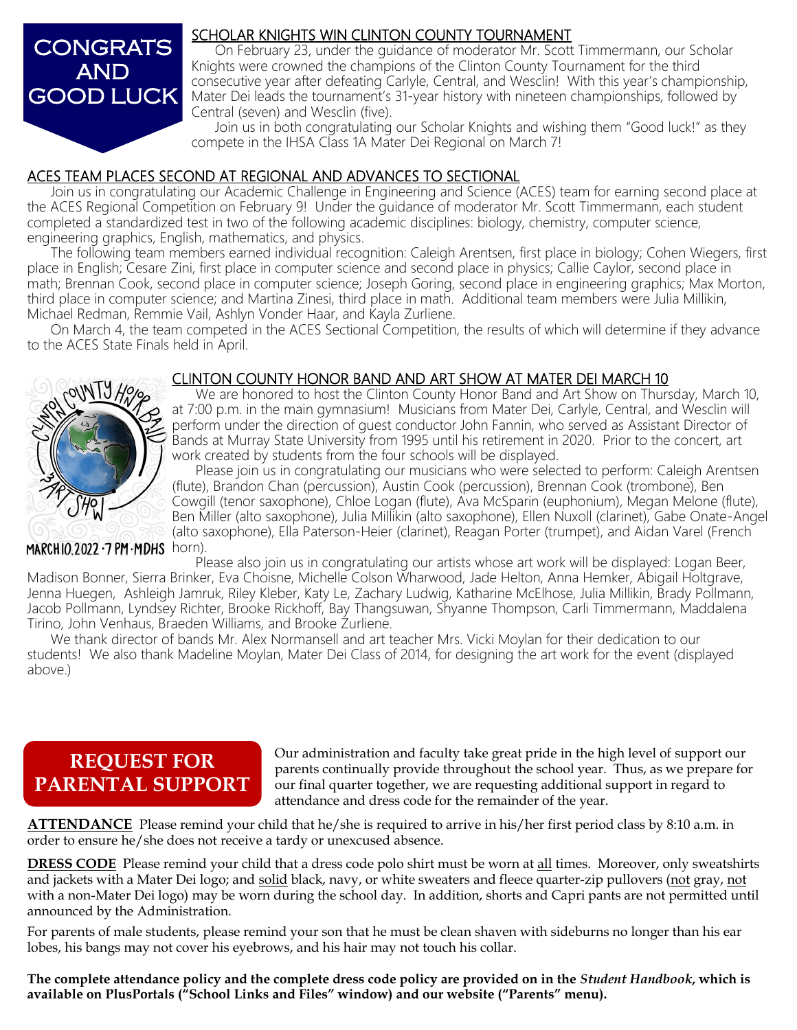# CONGRATS AND GOOD LUCK

## SCHOLAR KNIGHTS WIN CLINTON COUNTY TOURNAMENT

On February 23, under the guidance of moderator Mr. Scott Timmermann, our Scholar Knights were crowned the champions of the Clinton County Tournament for the third consecutive year after defeating Carlyle, Central, and Wesclin! With this year's championship, Mater Dei leads the tournament's 31-year history with nineteen championships, followed by Central (seven) and Wesclin (five).

Join us in both congratulating our Scholar Knights and wishing them "Good luck!" as they compete in the IHSA Class 1A Mater Dei Regional on March 7!

## ACES TEAM PLACES SECOND AT REGIONAL AND ADVANCES TO SECTIONAL

Join us in congratulating our Academic Challenge in Engineering and Science (ACES) team for earning second place at the ACES Regional Competition on February 9! Under the guidance of moderator Mr. Scott Timmermann, each student completed a standardized test in two of the following academic disciplines: biology, chemistry, computer science, engineering graphics, English, mathematics, and physics.

The following team members earned individual recognition: Caleigh Arentsen, first place in biology; Cohen Wiegers, first place in English; Cesare Zini, first place in computer science and second place in physics; Callie Caylor, second place in math; Brennan Cook, second place in computer science; Joseph Goring, second place in engineering graphics; Max Morton, third place in computer science; and Martina Zinesi, third place in math. Additional team members were Julia Millikin, Michael Redman, Remmie Vail, Ashlyn Vonder Haar, and Kayla Zurliene.

On March 4, the team competed in the ACES Sectional Competition, the results of which will determine if they advance to the ACES State Finals held in April.

## CLINTON COUNTY HONOR BAND AND ART SHOW AT MATER DEI MARCH 10

MARCH 10, 2022 · 7 PM · MDHS

We are honored to host the Clinton County Honor Band and Art Show on Thursday, March 10, at 7:00 p.m. in the main gymnasium! Musicians from Mater Dei, Carlyle, Central, and Wesclin will perform under the direction of guest conductor John Fannin, who served as Assistant Director of Bands at Murray State University from 1995 until his retirement in 2020. Prior to the concert, art work created by students from the four schools will be displayed.

Please join us in congratulating our musicians who were selected to perform: Caleigh Arentsen (flute), Brandon Chan (percussion), Austin Cook (percussion), Brennan Cook (trombone), Ben Cowgill (tenor saxophone), Chloe Logan (flute), Ava McSparin (euphonium), Megan Melone (flute), Ben Miller (alto saxophone), Julia Millikin (alto saxophone), Ellen Nuxoll (clarinet), Gabe Onate-Angel (alto saxophone), Ella Paterson-Heier (clarinet), Reagan Porter (trumpet), and Aidan Varel (French horn).

Please also join us in congratulating our artists whose art work will be displayed: Logan Beer, Madison Bonner, Sierra Brinker, Eva Choisne, Michelle Colson Wharwood, Jade Helton, Anna Hemker, Abigail Holtgrave, Jenna Huegen, Ashleigh Jamruk, Riley Kleber, Katy Le, Zachary Ludwig, Katharine McElhose, Julia Millikin, Brady Pollmann, Jacob Pollmann, Lyndsey Richter, Brooke Rickhoff, Bay Thangsuwan, Shyanne Thompson, Carli Timmermann, Maddalena Tirino, John Venhaus, Braeden Williams, and Brooke Zurliene.

We thank director of bands Mr. Alex Normansell and art teacher Mrs. Vicki Moylan for their dedication to our students! We also thank Madeline Moylan, Mater Dei Class of 2014, for designing the art work for the event (displayed above.)

# REQUEST FOR PARENTAL SUPPORT

Our administration and faculty take great pride in the high level of support our parents continually provide throughout the school year. Thus, as we prepare for our final quarter together, we are requesting additional support in regard to attendance and dress code for the remainder of the year.

**ATTENDANCE** Please remind your child that he/she is required to arrive in his/her first period class by 8:10 a.m. in order to ensure he/she does not receive a tardy or unexcused absence.

**DRESS CODE** Please remind your child that a dress code polo shirt must be worn at all times. Moreover, only sweatshirts and jackets with a Mater Dei logo; and solid black, navy, or white sweaters and fleece quarter-zip pullovers (not gray, not with a non-Mater Dei logo) may be worn during the school day. In addition, shorts and Capri pants are not permitted until announced by the Administration.

For parents of male students, please remind your son that he must be clean shaven with sideburns no longer than his ear lobes, his bangs may not cover his eyebrows, and his hair may not touch his collar.

**The complete attendance policy and the complete dress code policy are provided on in the *Student Handbook*, which is available on PlusPortals ("School Links and Files" window) and our website ("Parents" menu).**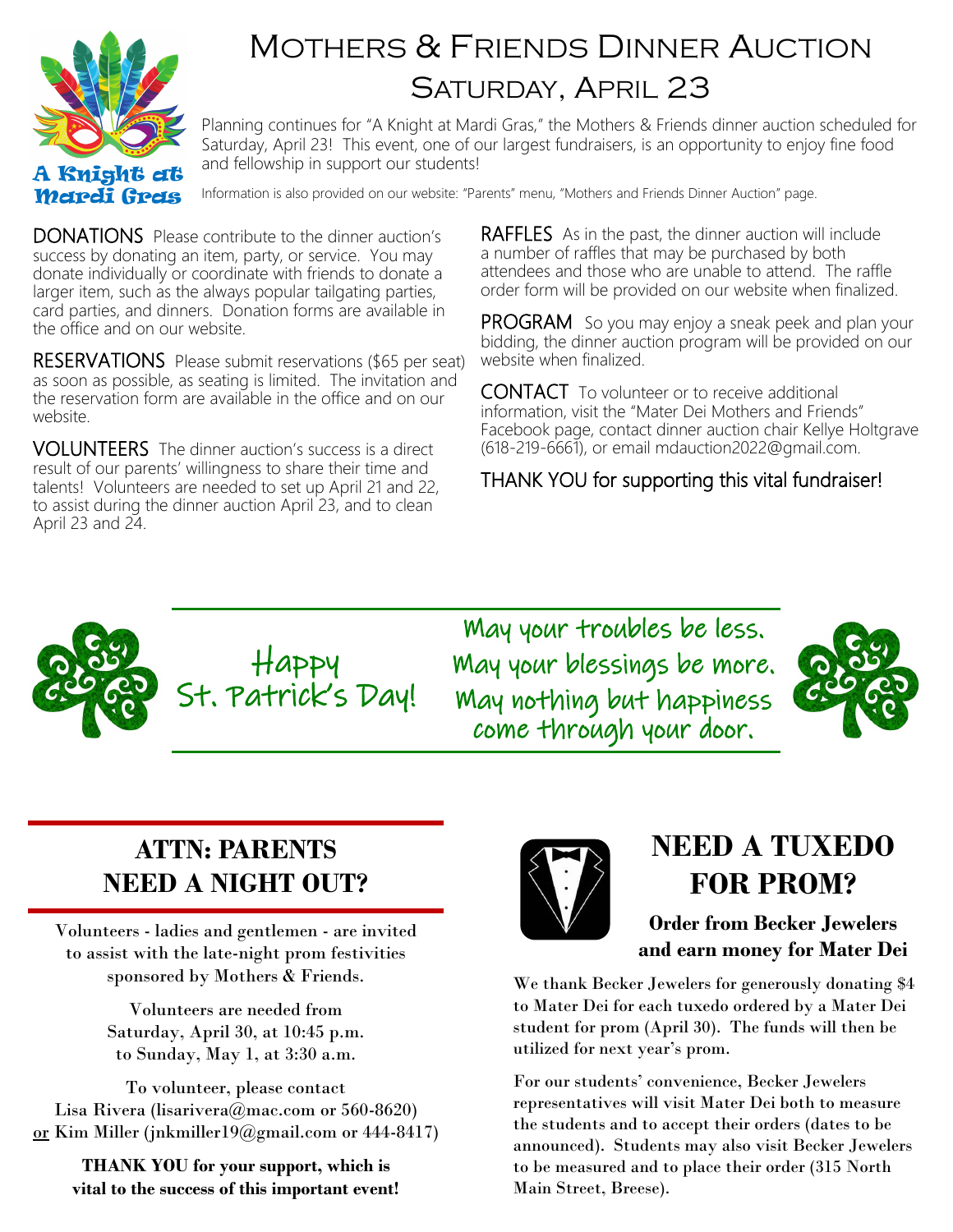# Mothers & Friends Dinner Auction

## Saturday, April 23

A Knight at Mardi Gras

Planning continues for "A Knight at Mardi Gras," the Mothers & Friends dinner auction scheduled for Saturday, April 23! This event, one of our largest fundraisers, is an opportunity to enjoy fine food and fellowship in support our students!

Information is also provided on our website: "Parents" menu, "Mothers and Friends Dinner Auction" page.

**DONATIONS** Please contribute to the dinner auction's success by donating an item, party, or service. You may donate individually or coordinate with friends to donate a larger item, such as the always popular tailgating parties, card parties, and dinners. Donation forms are available in the office and on our website.

**RESERVATIONS** Please submit reservations ($65 per seat) as soon as possible, as seating is limited. The invitation and the reservation form are available in the office and on our website.

**VOLUNTEERS** The dinner auction's success is a direct result of our parents' willingness to share their time and talents! Volunteers are needed to set up April 21 and 22, to assist during the dinner auction April 23, and to clean April 23 and 24.

**RAFFLES** As in the past, the dinner auction will include a number of raffles that may be purchased by both attendees and those who are unable to attend. The raffle order form will be provided on our website when finalized.

**PROGRAM** So you may enjoy a sneak peek and plan your bidding, the dinner auction program will be provided on our website when finalized.

**CONTACT** To volunteer or to receive additional information, visit the "Mater Dei Mothers and Friends" Facebook page, contact dinner auction chair Kellye Holtgrave (618-219-6661), or email mdauction2022@gmail.com.

THANK YOU for supporting this vital fundraiser!

---

Happy St. Patrick's Day!

May your troubles be less.
May your blessings be more.
May nothing but happiness come through your door.

---

## ATTN: PARENTS NEED A NIGHT OUT?

Volunteers - ladies and gentlemen - are invited to assist with the late-night prom festivities sponsored by Mothers & Friends.

Volunteers are needed from Saturday, April 30, at 10:45 p.m. to Sunday, May 1, at 3:30 a.m.

To volunteer, please contact Lisa Rivera (lisarivera@mac.com or 560-8620) **or** Kim Miller (jnkmiller19@gmail.com or 444-8417)

**THANK YOU for your support, which is vital to the success of this important event!**

---

## NEED A TUXEDO FOR PROM?

### Order from Becker Jewelers and earn money for Mater Dei

We thank Becker Jewelers for generously donating $4 to Mater Dei for each tuxedo ordered by a Mater Dei student for prom (April 30). The funds will then be utilized for next year's prom.

For our students' convenience, Becker Jewelers representatives will visit Mater Dei both to measure the students and to accept their orders (dates to be announced). Students may also visit Becker Jewelers to be measured and to place their order (315 North Main Street, Breese).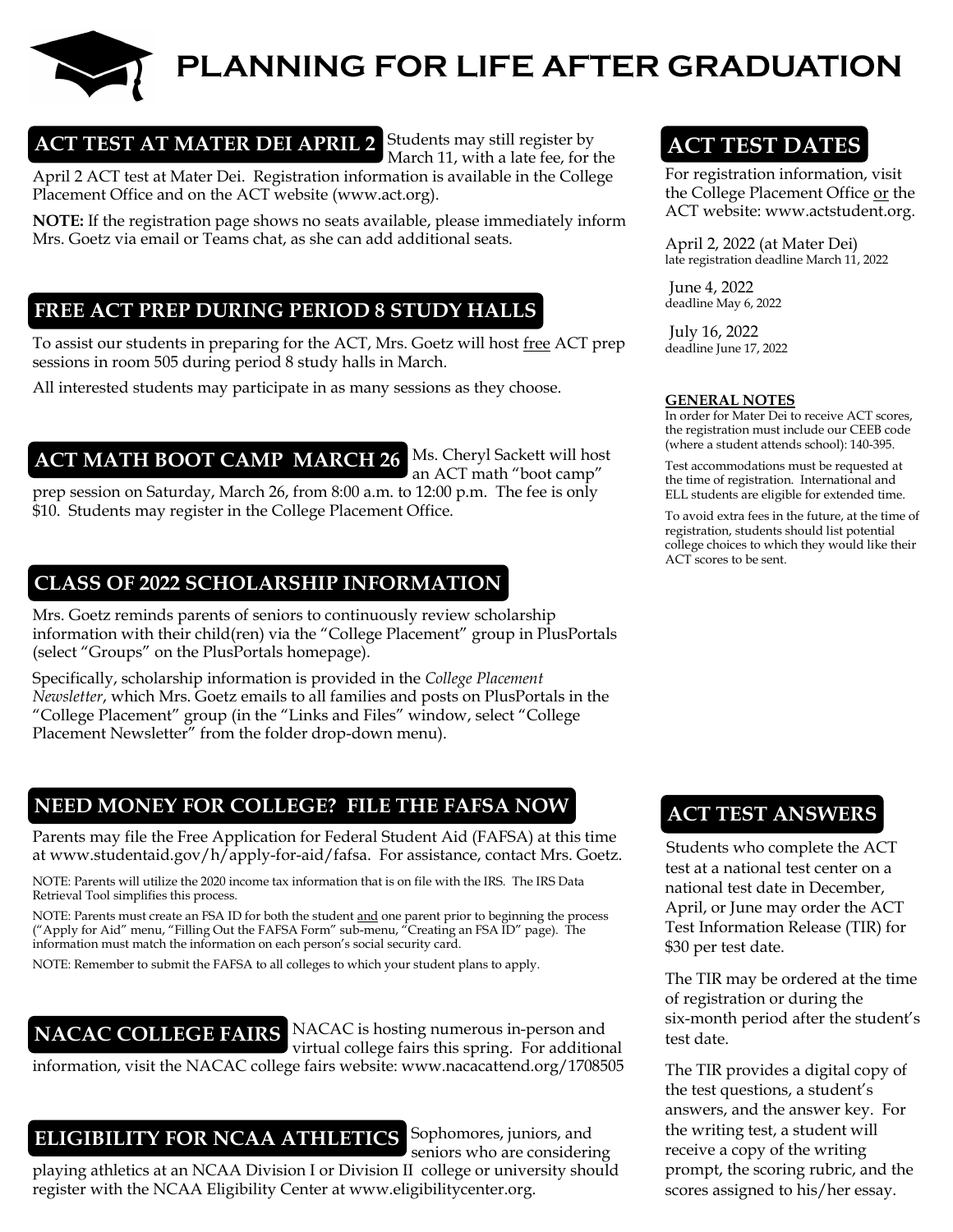# PLANNING FOR LIFE AFTER GRADUATION

## ACT TEST AT MATER DEI APRIL 2

Students may still register by March 11, with a late fee, for the April 2 ACT test at Mater Dei. Registration information is available in the College Placement Office and on the ACT website (www.act.org).

**NOTE:** If the registration page shows no seats available, please immediately inform Mrs. Goetz via email or Teams chat, as she can add additional seats.

## FREE ACT PREP DURING PERIOD 8 STUDY HALLS

To assist our students in preparing for the ACT, Mrs. Goetz will host free ACT prep sessions in room 505 during period 8 study halls in March.

All interested students may participate in as many sessions as they choose.

## ACT MATH BOOT CAMP MARCH 26

Ms. Cheryl Sackett will host an ACT math "boot camp" prep session on Saturday, March 26, from 8:00 a.m. to 12:00 p.m. The fee is only $10. Students may register in the College Placement Office.

## CLASS OF 2022 SCHOLARSHIP INFORMATION

Mrs. Goetz reminds parents of seniors to continuously review scholarship information with their child(ren) via the "College Placement" group in PlusPortals (select "Groups" on the PlusPortals homepage).

Specifically, scholarship information is provided in the *College Placement Newsletter*, which Mrs. Goetz emails to all families and posts on PlusPortals in the "College Placement" group (in the "Links and Files" window, select "College Placement Newsletter" from the folder drop-down menu).

## NEED MONEY FOR COLLEGE? FILE THE FAFSA NOW

Parents may file the Free Application for Federal Student Aid (FAFSA) at this time at www.studentaid.gov/h/apply-for-aid/fafsa. For assistance, contact Mrs. Goetz.

NOTE: Parents will utilize the 2020 income tax information that is on file with the IRS. The IRS Data Retrieval Tool simplifies this process.

NOTE: Parents must create an FSA ID for both the student and one parent prior to beginning the process ("Apply for Aid" menu, "Filling Out the FAFSA Form" sub-menu, "Creating an FSA ID" page). The information must match the information on each person's social security card.

NOTE: Remember to submit the FAFSA to all colleges to which your student plans to apply.

## NACAC COLLEGE FAIRS

NACAC is hosting numerous in-person and virtual college fairs this spring. For additional information, visit the NACAC college fairs website: www.nacacattend.org/1708505

## ELIGIBILITY FOR NCAA ATHLETICS

Sophomores, juniors, and seniors who are considering playing athletics at an NCAA Division I or Division II college or university should register with the NCAA Eligibility Center at www.eligibilitycenter.org.

## ACT TEST DATES

For registration information, visit the College Placement Office or the ACT website: www.actstudent.org.

April 2, 2022 (at Mater Dei)
late registration deadline March 11, 2022

June 4, 2022
deadline May 6, 2022

July 16, 2022
deadline June 17, 2022

**GENERAL NOTES**

In order for Mater Dei to receive ACT scores, the registration must include our CEEB code (where a student attends school): 140-395.

Test accommodations must be requested at the time of registration. International and ELL students are eligible for extended time.

To avoid extra fees in the future, at the time of registration, students should list potential college choices to which they would like their ACT scores to be sent.

## ACT TEST ANSWERS

Students who complete the ACT test at a national test center on a national test date in December, April, or June may order the ACT Test Information Release (TIR) for $30 per test date.

The TIR may be ordered at the time of registration or during the six-month period after the student's test date.

The TIR provides a digital copy of the test questions, a student's answers, and the answer key. For the writing test, a student will receive a copy of the writing prompt, the scoring rubric, and the scores assigned to his/her essay.